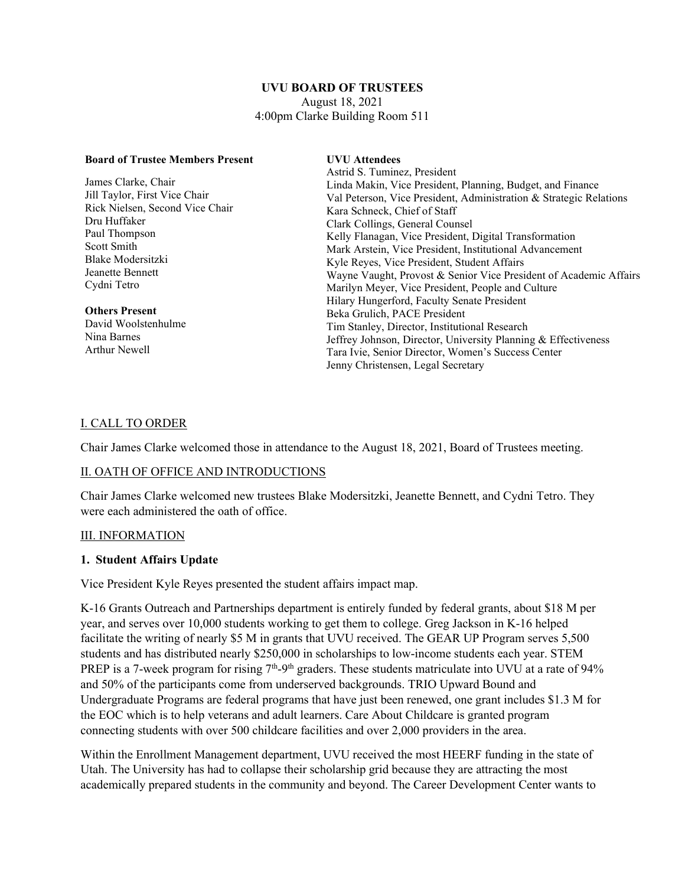**UVU BOARD OF TRUSTEES**
August 18, 2021
4:00pm Clarke Building Room 511

**Board of Trustee Members Present**

James Clarke, Chair
Jill Taylor, First Vice Chair
Rick Nielsen, Second Vice Chair
Dru Huffaker
Paul Thompson
Scott Smith
Blake Modersitzki
Jeanette Bennett
Cydni Tetro

**Others Present**
David Woolstenhulme
Nina Barnes
Arthur Newell

**UVU Attendees**
Astrid S. Tuminez, President
Linda Makin, Vice President, Planning, Budget, and Finance
Val Peterson, Vice President, Administration & Strategic Relations
Kara Schneck, Chief of Staff
Clark Collings, General Counsel
Kelly Flanagan, Vice President, Digital Transformation
Mark Arstein, Vice President, Institutional Advancement
Kyle Reyes, Vice President, Student Affairs
Wayne Vaught, Provost & Senior Vice President of Academic Affairs
Marilyn Meyer, Vice President, People and Culture
Hilary Hungerford, Faculty Senate President
Beka Grulich, PACE President
Tim Stanley, Director, Institutional Research
Jeffrey Johnson, Director, University Planning & Effectiveness
Tara Ivie, Senior Director, Women's Success Center
Jenny Christensen, Legal Secretary

## I. CALL TO ORDER

Chair James Clarke welcomed those in attendance to the August 18, 2021, Board of Trustees meeting.

## II. OATH OF OFFICE AND INTRODUCTIONS

Chair James Clarke welcomed new trustees Blake Modersitzki, Jeanette Bennett, and Cydni Tetro. They were each administered the oath of office.

## III. INFORMATION

### 1. Student Affairs Update

Vice President Kyle Reyes presented the student affairs impact map.

K-16 Grants Outreach and Partnerships department is entirely funded by federal grants, about \$18 M per year, and serves over 10,000 students working to get them to college. Greg Jackson in K-16 helped facilitate the writing of nearly \$5 M in grants that UVU received. The GEAR UP Program serves 5,500 students and has distributed nearly \$250,000 in scholarships to low-income students each year. STEM PREP is a 7-week program for rising 7th-9th graders. These students matriculate into UVU at a rate of 94% and 50% of the participants come from underserved backgrounds. TRIO Upward Bound and Undergraduate Programs are federal programs that have just been renewed, one grant includes \$1.3 M for the EOC which is to help veterans and adult learners. Care About Childcare is granted program connecting students with over 500 childcare facilities and over 2,000 providers in the area.

Within the Enrollment Management department, UVU received the most HEERF funding in the state of Utah. The University has had to collapse their scholarship grid because they are attracting the most academically prepared students in the community and beyond. The Career Development Center wants to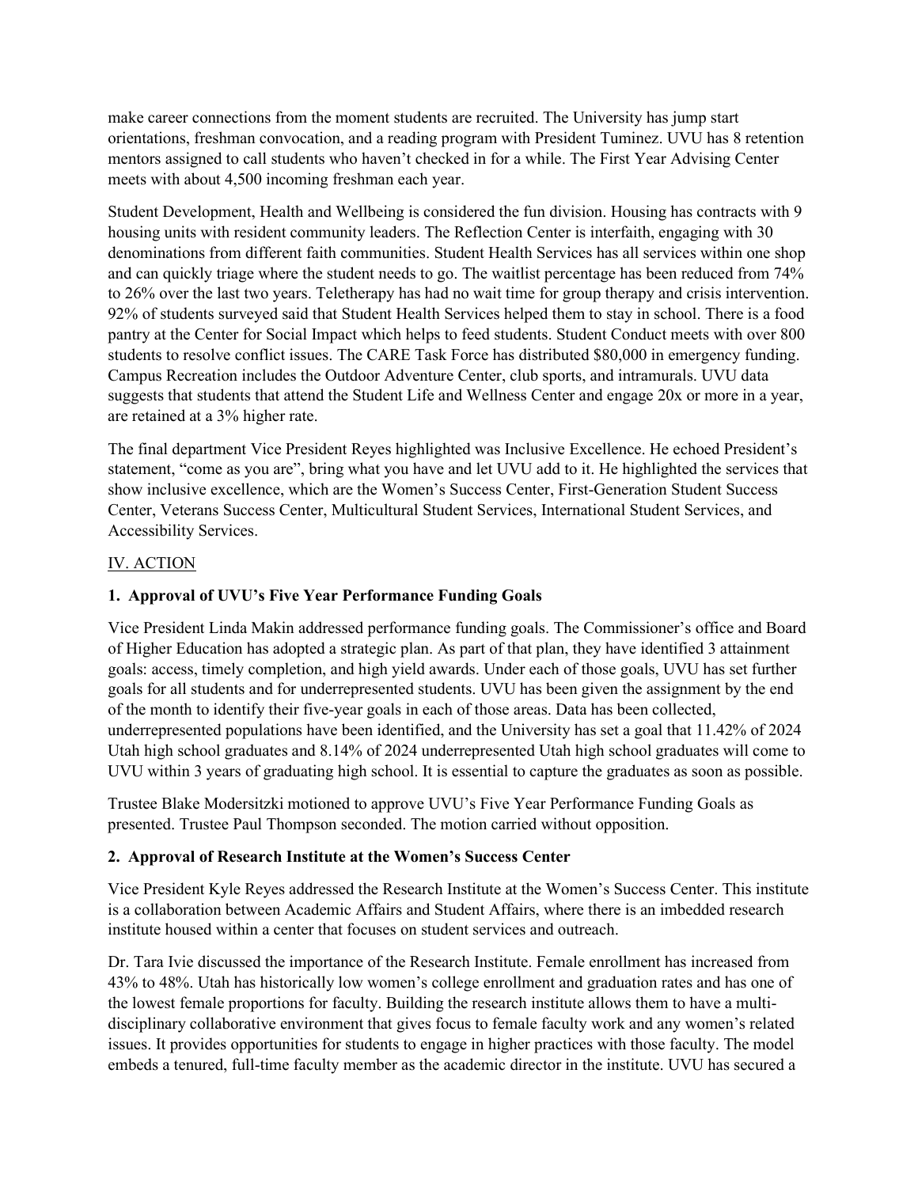make career connections from the moment students are recruited. The University has jump start orientations, freshman convocation, and a reading program with President Tuminez. UVU has 8 retention mentors assigned to call students who haven't checked in for a while. The First Year Advising Center meets with about 4,500 incoming freshman each year.

Student Development, Health and Wellbeing is considered the fun division. Housing has contracts with 9 housing units with resident community leaders. The Reflection Center is interfaith, engaging with 30 denominations from different faith communities. Student Health Services has all services within one shop and can quickly triage where the student needs to go. The waitlist percentage has been reduced from 74% to 26% over the last two years. Teletherapy has had no wait time for group therapy and crisis intervention. 92% of students surveyed said that Student Health Services helped them to stay in school. There is a food pantry at the Center for Social Impact which helps to feed students. Student Conduct meets with over 800 students to resolve conflict issues. The CARE Task Force has distributed $80,000 in emergency funding. Campus Recreation includes the Outdoor Adventure Center, club sports, and intramurals. UVU data suggests that students that attend the Student Life and Wellness Center and engage 20x or more in a year, are retained at a 3% higher rate.

The final department Vice President Reyes highlighted was Inclusive Excellence. He echoed President's statement, "come as you are", bring what you have and let UVU add to it. He highlighted the services that show inclusive excellence, which are the Women's Success Center, First-Generation Student Success Center, Veterans Success Center, Multicultural Student Services, International Student Services, and Accessibility Services.

## IV. ACTION

### 1. Approval of UVU's Five Year Performance Funding Goals

Vice President Linda Makin addressed performance funding goals. The Commissioner's office and Board of Higher Education has adopted a strategic plan. As part of that plan, they have identified 3 attainment goals: access, timely completion, and high yield awards. Under each of those goals, UVU has set further goals for all students and for underrepresented students. UVU has been given the assignment by the end of the month to identify their five-year goals in each of those areas. Data has been collected, underrepresented populations have been identified, and the University has set a goal that 11.42% of 2024 Utah high school graduates and 8.14% of 2024 underrepresented Utah high school graduates will come to UVU within 3 years of graduating high school. It is essential to capture the graduates as soon as possible.

Trustee Blake Modersitzki motioned to approve UVU's Five Year Performance Funding Goals as presented. Trustee Paul Thompson seconded. The motion carried without opposition.

### 2. Approval of Research Institute at the Women's Success Center

Vice President Kyle Reyes addressed the Research Institute at the Women's Success Center. This institute is a collaboration between Academic Affairs and Student Affairs, where there is an imbedded research institute housed within a center that focuses on student services and outreach.

Dr. Tara Ivie discussed the importance of the Research Institute. Female enrollment has increased from 43% to 48%. Utah has historically low women's college enrollment and graduation rates and has one of the lowest female proportions for faculty. Building the research institute allows them to have a multi-disciplinary collaborative environment that gives focus to female faculty work and any women's related issues. It provides opportunities for students to engage in higher practices with those faculty. The model embeds a tenured, full-time faculty member as the academic director in the institute. UVU has secured a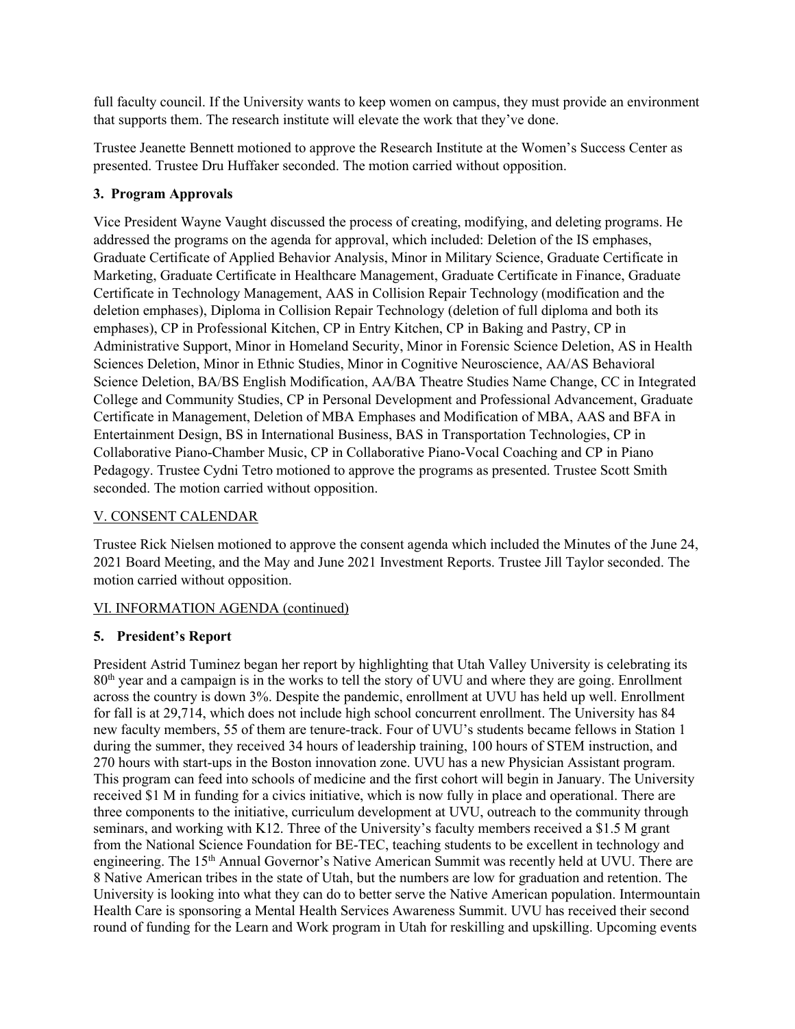full faculty council. If the University wants to keep women on campus, they must provide an environment that supports them. The research institute will elevate the work that they've done.

Trustee Jeanette Bennett motioned to approve the Research Institute at the Women's Success Center as presented. Trustee Dru Huffaker seconded. The motion carried without opposition.

### 3. Program Approvals

Vice President Wayne Vaught discussed the process of creating, modifying, and deleting programs. He addressed the programs on the agenda for approval, which included: Deletion of the IS emphases, Graduate Certificate of Applied Behavior Analysis, Minor in Military Science, Graduate Certificate in Marketing, Graduate Certificate in Healthcare Management, Graduate Certificate in Finance, Graduate Certificate in Technology Management, AAS in Collision Repair Technology (modification and the deletion emphases), Diploma in Collision Repair Technology (deletion of full diploma and both its emphases), CP in Professional Kitchen, CP in Entry Kitchen, CP in Baking and Pastry, CP in Administrative Support, Minor in Homeland Security, Minor in Forensic Science Deletion, AS in Health Sciences Deletion, Minor in Ethnic Studies, Minor in Cognitive Neuroscience, AA/AS Behavioral Science Deletion, BA/BS English Modification, AA/BA Theatre Studies Name Change, CC in Integrated College and Community Studies, CP in Personal Development and Professional Advancement, Graduate Certificate in Management, Deletion of MBA Emphases and Modification of MBA, AAS and BFA in Entertainment Design, BS in International Business, BAS in Transportation Technologies, CP in Collaborative Piano-Chamber Music, CP in Collaborative Piano-Vocal Coaching and CP in Piano Pedagogy. Trustee Cydni Tetro motioned to approve the programs as presented. Trustee Scott Smith seconded. The motion carried without opposition.

## V. CONSENT CALENDAR

Trustee Rick Nielsen motioned to approve the consent agenda which included the Minutes of the June 24, 2021 Board Meeting, and the May and June 2021 Investment Reports. Trustee Jill Taylor seconded. The motion carried without opposition.

## VI. INFORMATION AGENDA (continued)

### 5. President's Report

President Astrid Tuminez began her report by highlighting that Utah Valley University is celebrating its 80th year and a campaign is in the works to tell the story of UVU and where they are going. Enrollment across the country is down 3%. Despite the pandemic, enrollment at UVU has held up well. Enrollment for fall is at 29,714, which does not include high school concurrent enrollment. The University has 84 new faculty members, 55 of them are tenure-track. Four of UVU's students became fellows in Station 1 during the summer, they received 34 hours of leadership training, 100 hours of STEM instruction, and 270 hours with start-ups in the Boston innovation zone. UVU has a new Physician Assistant program. This program can feed into schools of medicine and the first cohort will begin in January. The University received $1 M in funding for a civics initiative, which is now fully in place and operational. There are three components to the initiative, curriculum development at UVU, outreach to the community through seminars, and working with K12. Three of the University's faculty members received a $1.5 M grant from the National Science Foundation for BE-TEC, teaching students to be excellent in technology and engineering. The 15th Annual Governor's Native American Summit was recently held at UVU. There are 8 Native American tribes in the state of Utah, but the numbers are low for graduation and retention. The University is looking into what they can do to better serve the Native American population. Intermountain Health Care is sponsoring a Mental Health Services Awareness Summit. UVU has received their second round of funding for the Learn and Work program in Utah for reskilling and upskilling. Upcoming events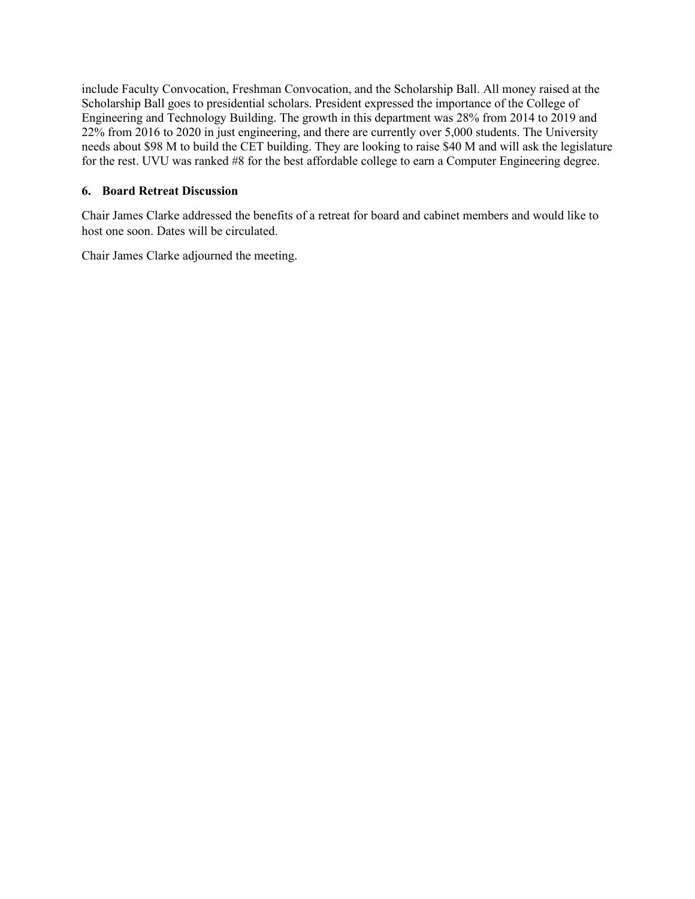include Faculty Convocation, Freshman Convocation, and the Scholarship Ball. All money raised at the Scholarship Ball goes to presidential scholars. President expressed the importance of the College of Engineering and Technology Building. The growth in this department was 28% from 2014 to 2019 and 22% from 2016 to 2020 in just engineering, and there are currently over 5,000 students. The University needs about $98 M to build the CET building. They are looking to raise $40 M and will ask the legislature for the rest. UVU was ranked #8 for the best affordable college to earn a Computer Engineering degree.

## 6. Board Retreat Discussion

Chair James Clarke addressed the benefits of a retreat for board and cabinet members and would like to host one soon. Dates will be circulated.

Chair James Clarke adjourned the meeting.